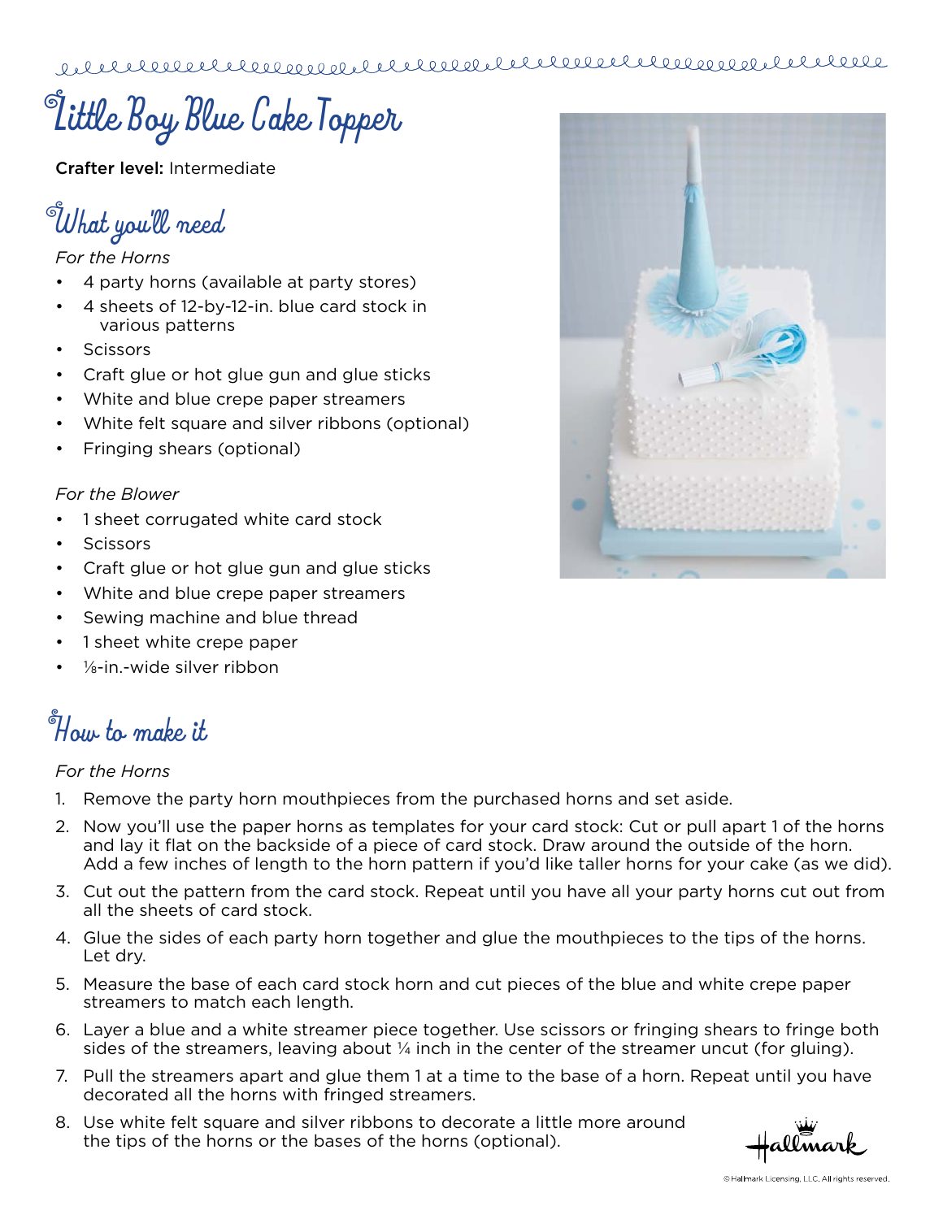# Little Boy Blue Cake Topper

**Crafter level:** Intermediate

## What you'll need

*For the Horns*

- 4 party horns (available at party stores)
- 4 sheets of 12-by-12-in. blue card stock in various patterns
- Scissors
- Craft glue or hot glue gun and glue sticks
- White and blue crepe paper streamers
- White felt square and silver ribbons (optional)
- Fringing shears (optional)

*For the Blower*

- 1 sheet corrugated white card stock
- Scissors
- Craft glue or hot glue gun and glue sticks
- White and blue crepe paper streamers
- Sewing machine and blue thread
- 1 sheet white crepe paper
- ⅛-in.-wide silver ribbon

## How to make it

*For the Horns*

1. Remove the party horn mouthpieces from the purchased horns and set aside.
2. Now you'll use the paper horns as templates for your card stock: Cut or pull apart 1 of the horns and lay it flat on the backside of a piece of card stock. Draw around the outside of the horn. Add a few inches of length to the horn pattern if you'd like taller horns for your cake (as we did).
3. Cut out the pattern from the card stock. Repeat until you have all your party horns cut out from all the sheets of card stock.
4. Glue the sides of each party horn together and glue the mouthpieces to the tips of the horns. Let dry.
5. Measure the base of each card stock horn and cut pieces of the blue and white crepe paper streamers to match each length.
6. Layer a blue and a white streamer piece together. Use scissors or fringing shears to fringe both sides of the streamers, leaving about ¼ inch in the center of the streamer uncut (for gluing).
7. Pull the streamers apart and glue them 1 at a time to the base of a horn. Repeat until you have decorated all the horns with fringed streamers.
8. Use white felt square and silver ribbons to decorate a little more around the tips of the horns or the bases of the horns (optional).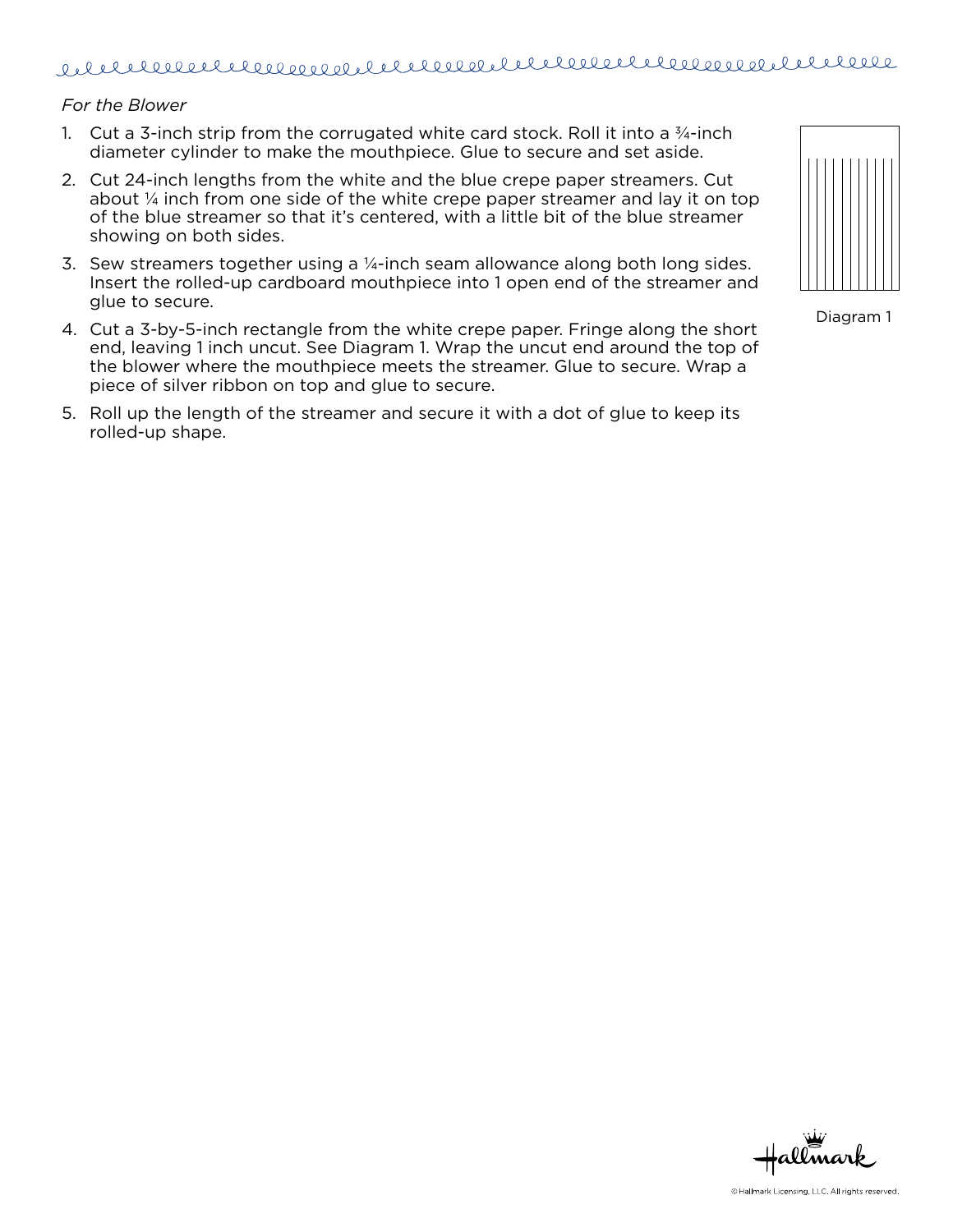*For the Blower*

1. Cut a 3-inch strip from the corrugated white card stock. Roll it into a ¾-inch diameter cylinder to make the mouthpiece. Glue to secure and set aside.
2. Cut 24-inch lengths from the white and the blue crepe paper streamers. Cut about ¼ inch from one side of the white crepe paper streamer and lay it on top of the blue streamer so that it's centered, with a little bit of the blue streamer showing on both sides.
3. Sew streamers together using a ¼-inch seam allowance along both long sides. Insert the rolled-up cardboard mouthpiece into 1 open end of the streamer and glue to secure.
4. Cut a 3-by-5-inch rectangle from the white crepe paper. Fringe along the short end, leaving 1 inch uncut. See Diagram 1. Wrap the uncut end around the top of the blower where the mouthpiece meets the streamer. Glue to secure. Wrap a piece of silver ribbon on top and glue to secure.
5. Roll up the length of the streamer and secure it with a dot of glue to keep its rolled-up shape.

Diagram 1

© Hallmark Licensing, LLC. All rights reserved.